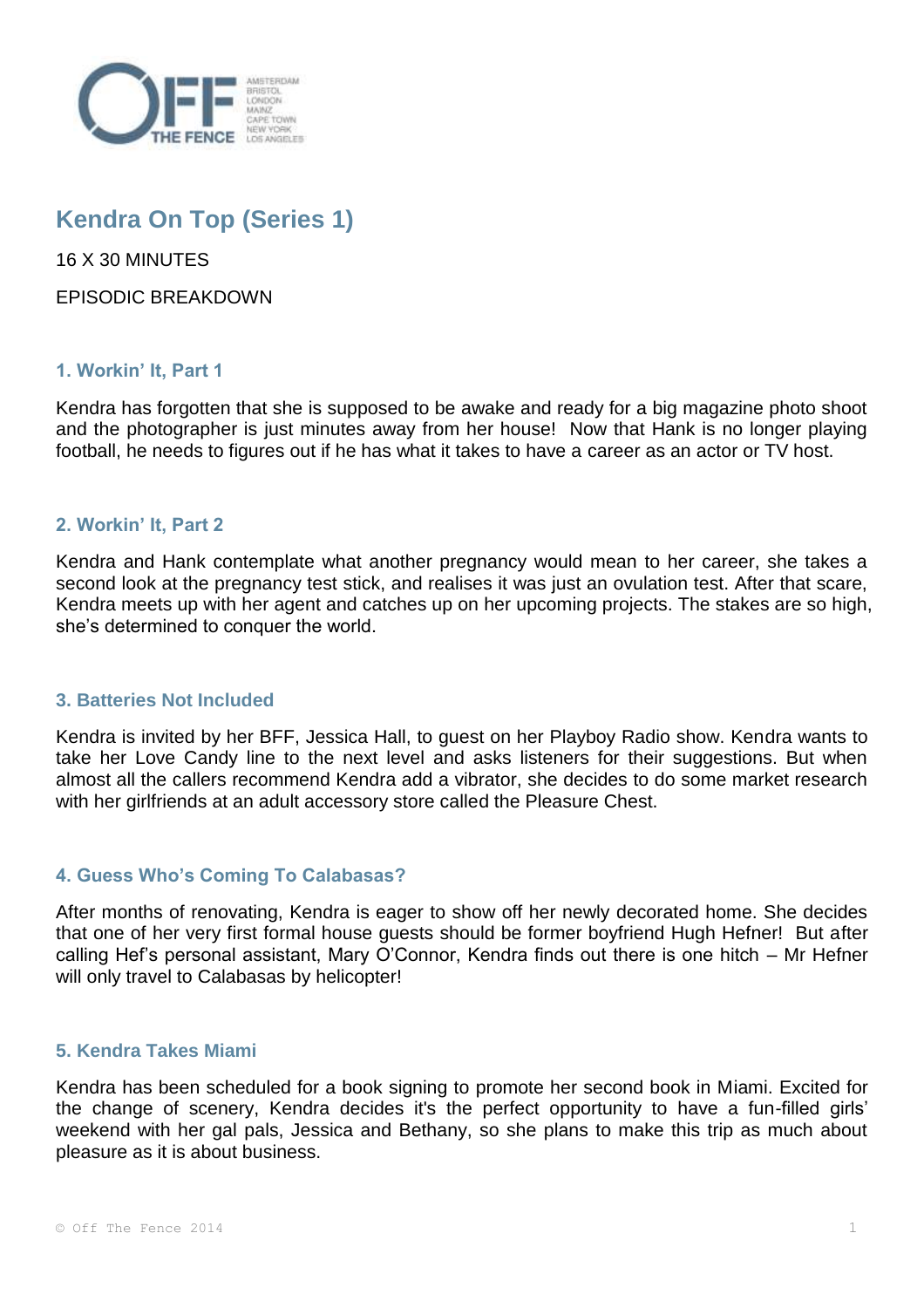# Kendra On Top (Series 1)

16 X 30 MINUTES

EPISODIC BREAKDOWN

### 1. Workin' It, Part 1

Kendra has forgotten that she is supposed to be awake and ready for a big magazine photo shoot and the photographer is just minutes away from her house! Now that Hank is no longer playing football, he needs to figures out if he has what it takes to have a career as an actor or TV host.

### 2. Workin' It, Part 2

Kendra and Hank contemplate what another pregnancy would mean to her career, she takes a second look at the pregnancy test stick, and realises it was just an ovulation test. After that scare, Kendra meets up with her agent and catches up on her upcoming projects. The stakes are so high, she's determined to conquer the world.

### 3. Batteries Not Included

Kendra is invited by her BFF, Jessica Hall, to guest on her Playboy Radio show. Kendra wants to take her Love Candy line to the next level and asks listeners for their suggestions. But when almost all the callers recommend Kendra add a vibrator, she decides to do some market research with her girlfriends at an adult accessory store called the Pleasure Chest.

### 4. Guess Who's Coming To Calabasas?

After months of renovating, Kendra is eager to show off her newly decorated home. She decides that one of her very first formal house guests should be former boyfriend Hugh Hefner! But after calling Hef's personal assistant, Mary O'Connor, Kendra finds out there is one hitch – Mr Hefner will only travel to Calabasas by helicopter!

### 5. Kendra Takes Miami

Kendra has been scheduled for a book signing to promote her second book in Miami. Excited for the change of scenery, Kendra decides it's the perfect opportunity to have a fun-filled girls' weekend with her gal pals, Jessica and Bethany, so she plans to make this trip as much about pleasure as it is about business.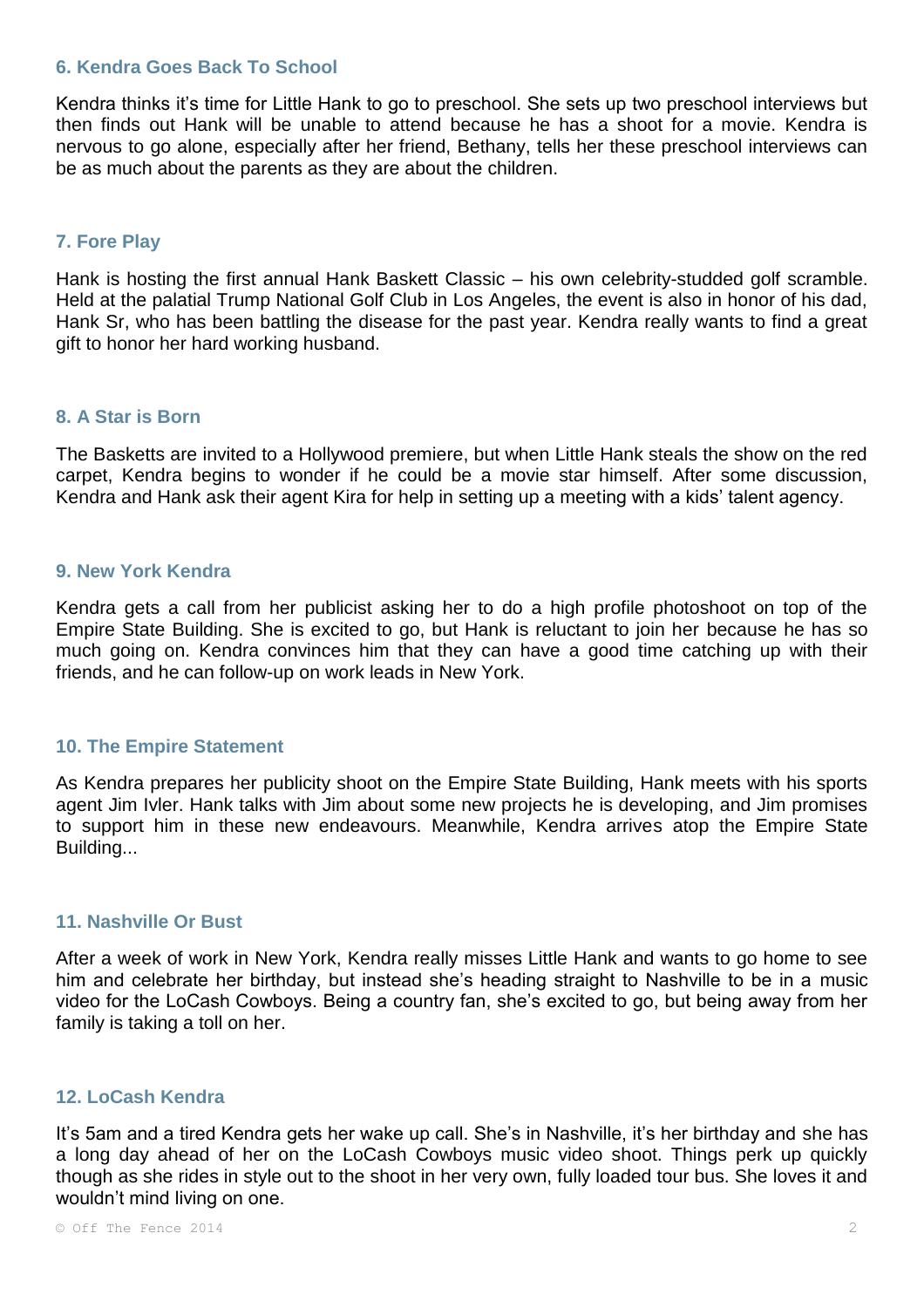### 6. Kendra Goes Back To School

Kendra thinks it's time for Little Hank to go to preschool. She sets up two preschool interviews but then finds out Hank will be unable to attend because he has a shoot for a movie. Kendra is nervous to go alone, especially after her friend, Bethany, tells her these preschool interviews can be as much about the parents as they are about the children.

### 7. Fore Play

Hank is hosting the first annual Hank Baskett Classic – his own celebrity-studded golf scramble. Held at the palatial Trump National Golf Club in Los Angeles, the event is also in honor of his dad, Hank Sr, who has been battling the disease for the past year. Kendra really wants to find a great gift to honor her hard working husband.

### 8. A Star is Born

The Basketts are invited to a Hollywood premiere, but when Little Hank steals the show on the red carpet, Kendra begins to wonder if he could be a movie star himself. After some discussion, Kendra and Hank ask their agent Kira for help in setting up a meeting with a kids' talent agency.

### 9. New York Kendra

Kendra gets a call from her publicist asking her to do a high profile photoshoot on top of the Empire State Building. She is excited to go, but Hank is reluctant to join her because he has so much going on. Kendra convinces him that they can have a good time catching up with their friends, and he can follow-up on work leads in New York.

### 10. The Empire Statement

As Kendra prepares her publicity shoot on the Empire State Building, Hank meets with his sports agent Jim Ivler. Hank talks with Jim about some new projects he is developing, and Jim promises to support him in these new endeavours. Meanwhile, Kendra arrives atop the Empire State Building...

### 11. Nashville Or Bust

After a week of work in New York, Kendra really misses Little Hank and wants to go home to see him and celebrate her birthday, but instead she's heading straight to Nashville to be in a music video for the LoCash Cowboys. Being a country fan, she's excited to go, but being away from her family is taking a toll on her.

### 12. LoCash Kendra

It's 5am and a tired Kendra gets her wake up call. She's in Nashville, it's her birthday and she has a long day ahead of her on the LoCash Cowboys music video shoot. Things perk up quickly though as she rides in style out to the shoot in her very own, fully loaded tour bus. She loves it and wouldn't mind living on one.

© Off The Fence 2014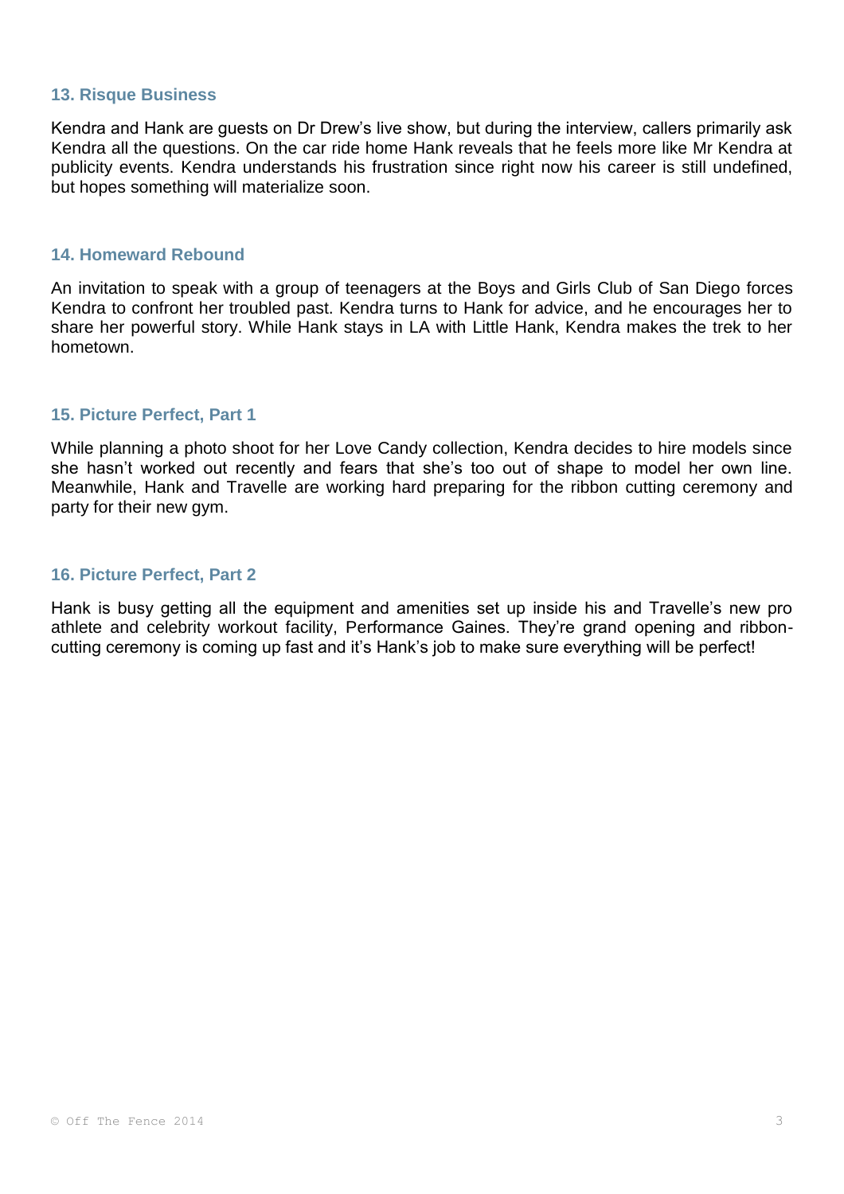### 13. Risque Business

Kendra and Hank are guests on Dr Drew's live show, but during the interview, callers primarily ask Kendra all the questions. On the car ride home Hank reveals that he feels more like Mr Kendra at publicity events. Kendra understands his frustration since right now his career is still undefined, but hopes something will materialize soon.

### 14. Homeward Rebound

An invitation to speak with a group of teenagers at the Boys and Girls Club of San Diego forces Kendra to confront her troubled past. Kendra turns to Hank for advice, and he encourages her to share her powerful story. While Hank stays in LA with Little Hank, Kendra makes the trek to her hometown.

### 15. Picture Perfect, Part 1

While planning a photo shoot for her Love Candy collection, Kendra decides to hire models since she hasn't worked out recently and fears that she's too out of shape to model her own line. Meanwhile, Hank and Travelle are working hard preparing for the ribbon cutting ceremony and party for their new gym.

### 16. Picture Perfect, Part 2

Hank is busy getting all the equipment and amenities set up inside his and Travelle's new pro athlete and celebrity workout facility, Performance Gaines. They're grand opening and ribbon-cutting ceremony is coming up fast and it's Hank's job to make sure everything will be perfect!

© Off The Fence 2014